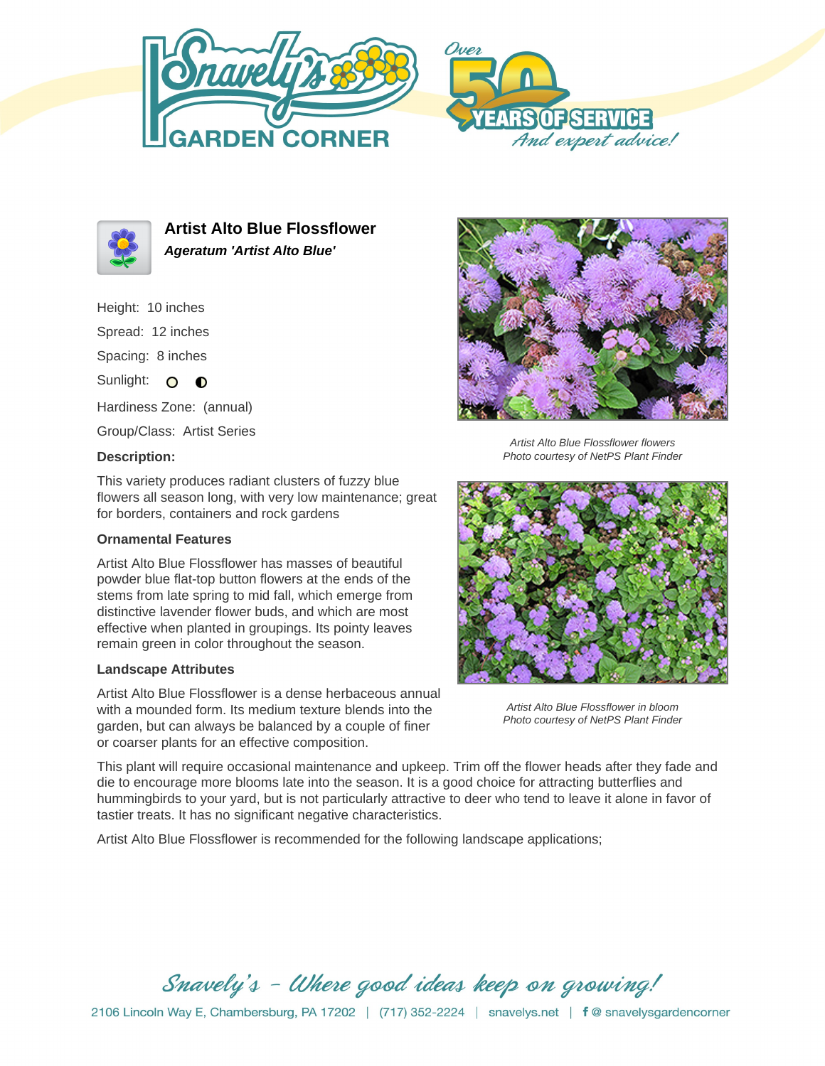# Artist Alto Blue Flossflower

***Ageratum 'Artist Alto Blue'***

Height: 10 inches

Spread: 12 inches

Spacing: 8 inches

Sunlight:

Hardiness Zone: (annual)

Group/Class: Artist Series

**Description:**

This variety produces radiant clusters of fuzzy blue flowers all season long, with very low maintenance; great for borders, containers and rock gardens

### Ornamental Features

Artist Alto Blue Flossflower has masses of beautiful powder blue flat-top button flowers at the ends of the stems from late spring to mid fall, which emerge from distinctive lavender flower buds, and which are most effective when planted in groupings. Its pointy leaves remain green in color throughout the season.

*Artist Alto Blue Flossflower flowers*
*Photo courtesy of NetPS Plant Finder*

### Landscape Attributes

Artist Alto Blue Flossflower is a dense herbaceous annual with a mounded form. Its medium texture blends into the garden, but can always be balanced by a couple of finer or coarser plants for an effective composition.

*Artist Alto Blue Flossflower in bloom*
*Photo courtesy of NetPS Plant Finder*

This plant will require occasional maintenance and upkeep. Trim off the flower heads after they fade and die to encourage more blooms late into the season. It is a good choice for attracting butterflies and hummingbirds to your yard, but is not particularly attractive to deer who tend to leave it alone in favor of tastier treats. It has no significant negative characteristics.

Artist Alto Blue Flossflower is recommended for the following landscape applications;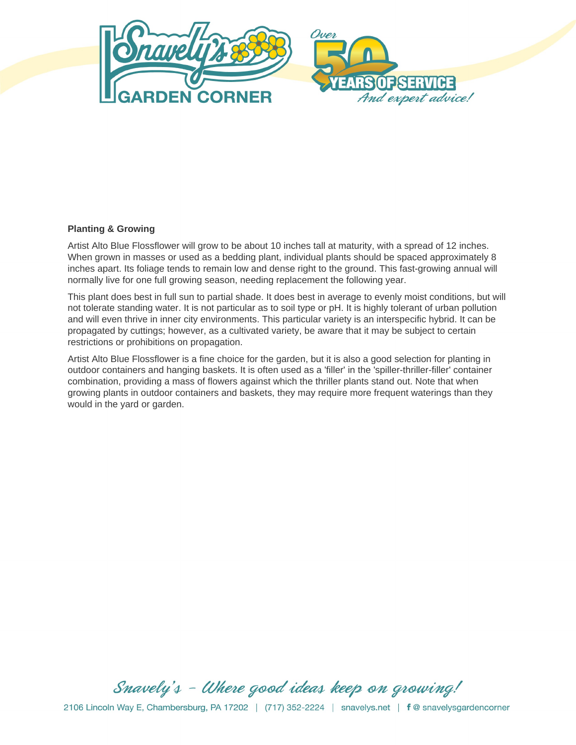**Planting & Growing**

Artist Alto Blue Flossflower will grow to be about 10 inches tall at maturity, with a spread of 12 inches. When grown in masses or used as a bedding plant, individual plants should be spaced approximately 8 inches apart. Its foliage tends to remain low and dense right to the ground. This fast-growing annual will normally live for one full growing season, needing replacement the following year.

This plant does best in full sun to partial shade. It does best in average to evenly moist conditions, but will not tolerate standing water. It is not particular as to soil type or pH. It is highly tolerant of urban pollution and will even thrive in inner city environments. This particular variety is an interspecific hybrid. It can be propagated by cuttings; however, as a cultivated variety, be aware that it may be subject to certain restrictions or prohibitions on propagation.

Artist Alto Blue Flossflower is a fine choice for the garden, but it is also a good selection for planting in outdoor containers and hanging baskets. It is often used as a 'filler' in the 'spiller-thriller-filler' container combination, providing a mass of flowers against which the thriller plants stand out. Note that when growing plants in outdoor containers and baskets, they may require more frequent waterings than they would in the yard or garden.